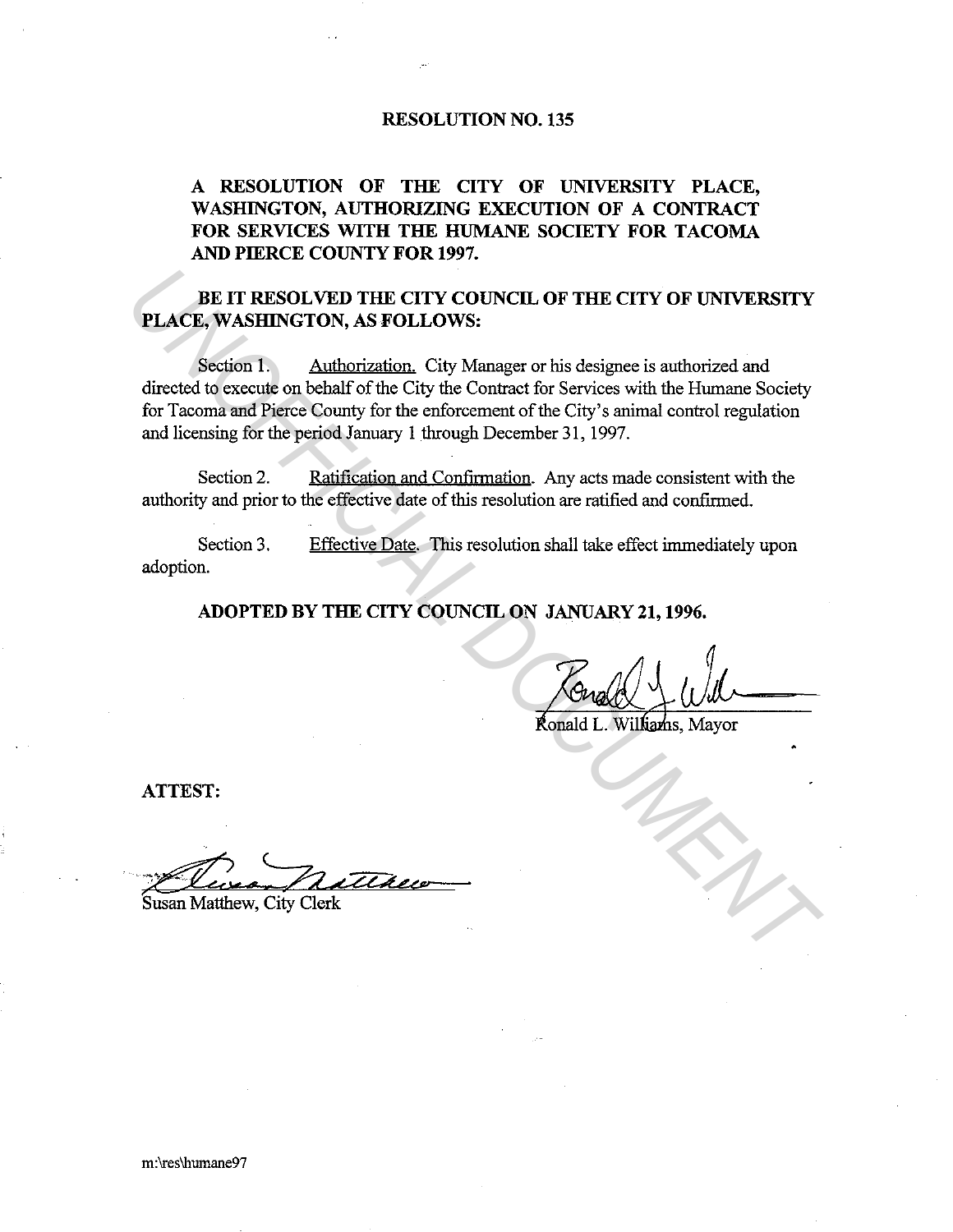# RESOLUTION NO. 135

**A RESOLUTION OF THE CITY OF UNIVERSITY PLACE, WASHINGTON, AUTHORIZING EXECUTION OF A CONTRACT FOR SERVICES WITH THE HUMANE SOCIETY FOR TACOMA AND PIERCE COUNTY FOR 1997.**

**BE IT RESOLVED THE CITY COUNCIL OF THE CITY OF UNIVERSITY PLACE, WASHINGTON, AS FOLLOWS:**

Section 1. Authorization. City Manager or his designee is authorized and directed to execute on behalf of the City the Contract for Services with the Humane Society for Tacoma and Pierce County for the enforcement of the City's animal control regulation and licensing for the period January 1 through December 31, 1997.

Section 2. Ratification and Confirmation. Any acts made consistent with the authority and prior to the effective date of this resolution are ratified and confirmed.

Section 3. Effective Date. This resolution shall take effect immediately upon adoption.

**ADOPTED BY THE CITY COUNCIL ON JANUARY 21, 1996.**

Ronald L. Williams, Mayor

**ATTEST:**

Susan Matthew, City Clerk

m:\res\humane97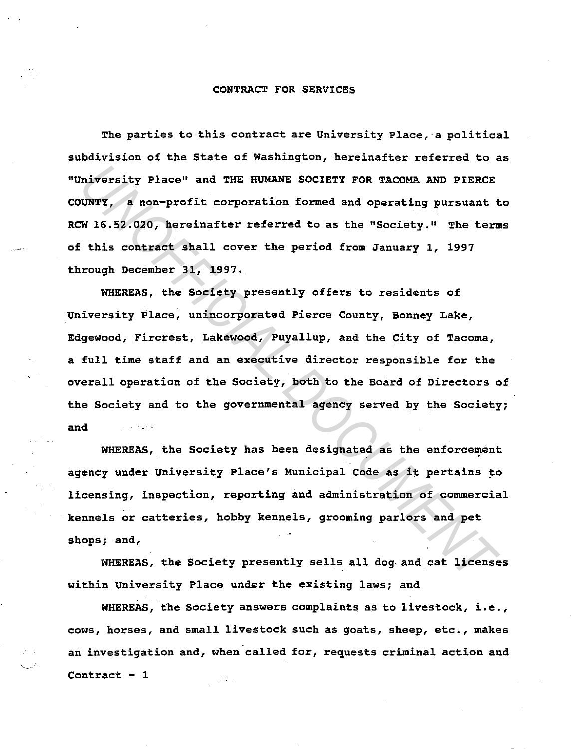CONTRACT FOR SERVICES

The parties to this contract are University Place, a political subdivision of the State of Washington, hereinafter referred to as "University Place" and THE HUMANE SOCIETY FOR TACOMA AND PIERCE COUNTY, a non-profit corporation formed and operating pursuant to RCW 16.52.020, hereinafter referred to as the "Society." The terms of this contract shall cover the period from January 1, 1997 through December 31, 1997.

WHEREAS, the Society presently offers to residents of University Place, unincorporated Pierce County, Bonney Lake, Edgewood, Fircrest, Lakewood, Puyallup, and the City of Tacoma, a full time staff and an executive director responsible for the overall operation of the Society, both to the Board of Directors of the Society and to the governmental agency served by the Society; and

WHEREAS, the Society has been designated as the enforcement agency under University Place's Municipal Code as it pertains to licensing, inspection, reporting and administration of commercial kennels or catteries, hobby kennels, grooming parlors and pet shops; and,

WHEREAS, the Society presently sells all dog and cat licenses within University Place under the existing laws; and

WHEREAS, the Society answers complaints as to livestock, i.e., cows, horses, and small livestock such as goats, sheep, etc., makes an investigation and, when called for, requests criminal action and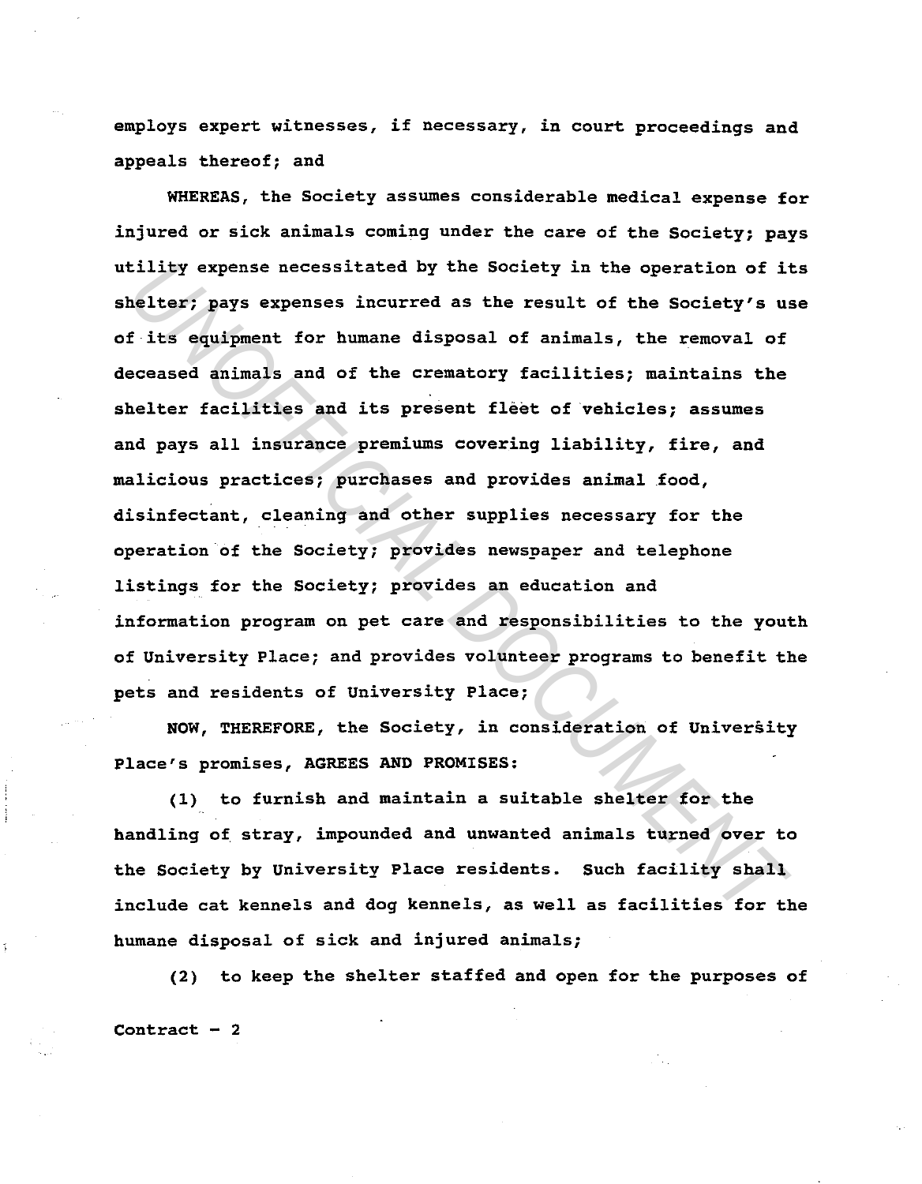employs expert witnesses, if necessary, in court proceedings and appeals thereof; and

WHEREAS, the Society assumes considerable medical expense for injured or sick animals coming under the care of the Society; pays utility expense necessitated by the Society in the operation of its shelter; pays expenses incurred as the result of the Society's use of its equipment for humane disposal of animals, the removal of deceased animals and of the crematory facilities; maintains the shelter facilities and its present fleet of vehicles; assumes and pays all insurance premiums covering liability, fire, and malicious practices; purchases and provides animal food, disinfectant, cleaning and other supplies necessary for the operation of the Society; provides newspaper and telephone listings for the Society; provides an education and information program on pet care and responsibilities to the youth of University Place; and provides volunteer programs to benefit the pets and residents of University Place;

NOW, THEREFORE, the Society, in consideration of University Place's promises, AGREES AND PROMISES:

(1) to furnish and maintain a suitable shelter for the handling of stray, impounded and unwanted animals turned over to the Society by University Place residents. Such facility shall include cat kennels and dog kennels, as well as facilities for the humane disposal of sick and injured animals;

(2) to keep the shelter staffed and open for the purposes of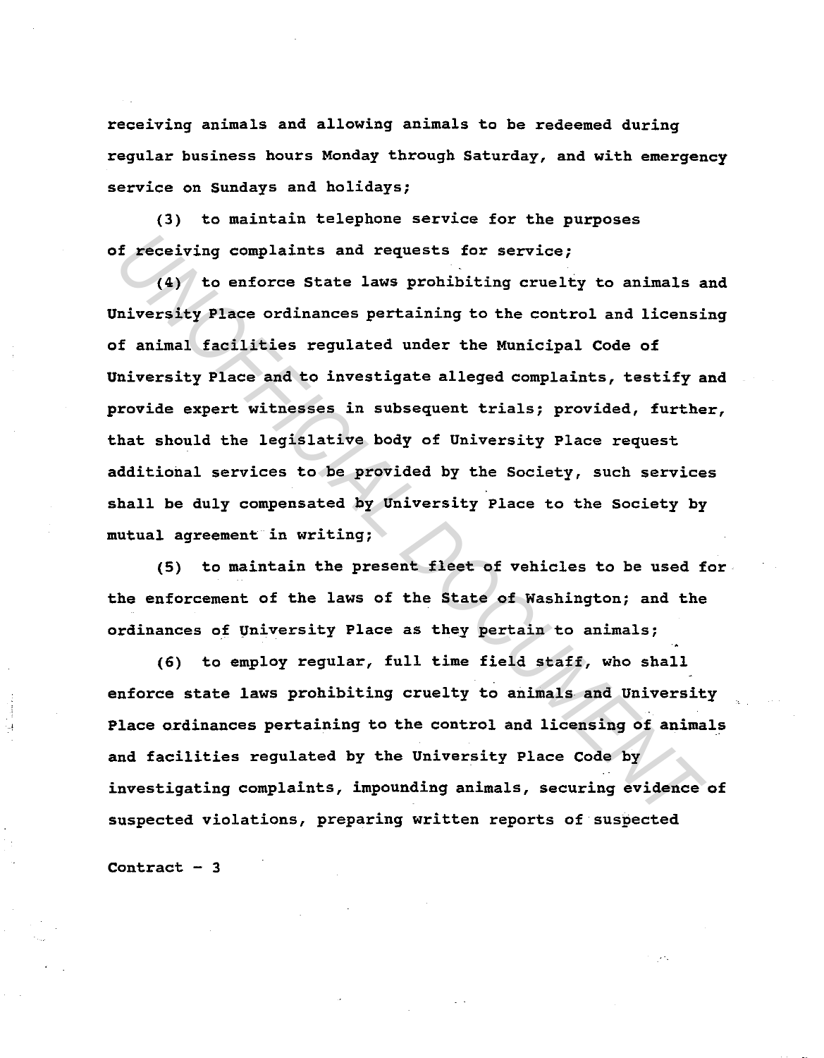receiving animals and allowing animals to be redeemed during regular business hours Monday through Saturday, and with emergency service on Sundays and holidays;

(3) to maintain telephone service for the purposes of receiving complaints and requests for service;

(4) to enforce State laws prohibiting cruelty to animals and University Place ordinances pertaining to the control and licensing of animal facilities regulated under the Municipal Code of University Place and to investigate alleged complaints, testify and provide expert witnesses in subsequent trials; provided, further, that should the legislative body of University Place request additional services to be provided by the Society, such services shall be duly compensated by University Place to the Society by mutual agreement in writing;

(5) to maintain the present fleet of vehicles to be used for the enforcement of the laws of the State of Washington; and the ordinances of University Place as they pertain to animals;

(6) to employ regular, full time field staff, who shall enforce state laws prohibiting cruelty to animals and University Place ordinances pertaining to the control and licensing of animals and facilities regulated by the University Place Code by investigating complaints, impounding animals, securing evidence of suspected violations, preparing written reports of suspected

Contract - 3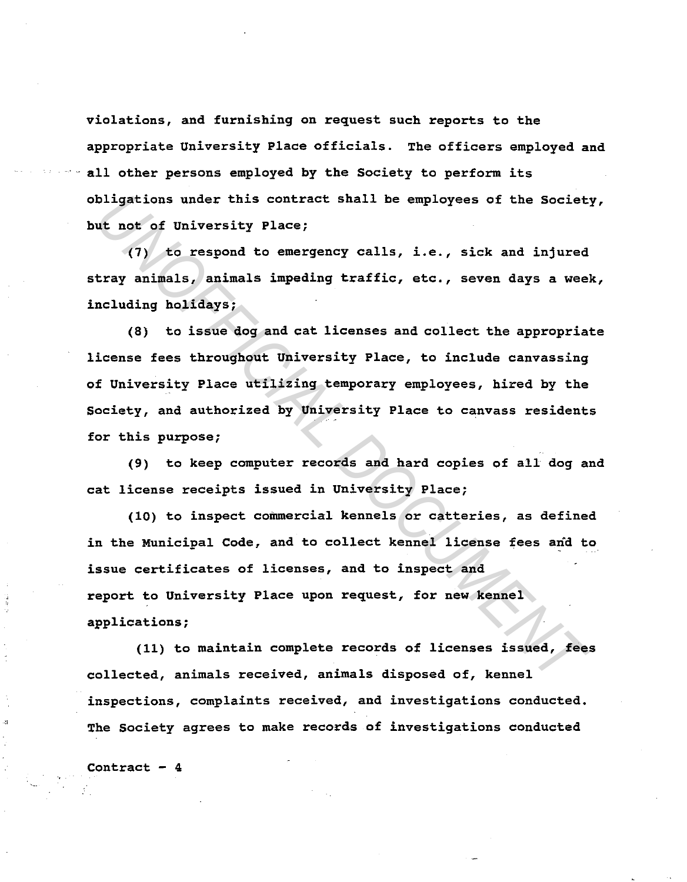violations, and furnishing on request such reports to the appropriate University Place officials. The officers employed and all other persons employed by the Society to perform its obligations under this contract shall be employees of the Society, but not of University Place;

(7) to respond to emergency calls, i.e., sick and injured stray animals, animals impeding traffic, etc., seven days a week, including holidays;

(8) to issue dog and cat licenses and collect the appropriate license fees throughout University Place, to include canvassing of University Place utilizing temporary employees, hired by the Society, and authorized by University Place to canvass residents for this purpose;

(9) to keep computer records and hard copies of all dog and cat license receipts issued in University Place;

(10) to inspect commercial kennels or catteries, as defined in the Municipal Code, and to collect kennel license fees and to issue certificates of licenses, and to inspect and report to University Place upon request, for new kennel applications;

(11) to maintain complete records of licenses issued, fees collected, animals received, animals disposed of, kennel inspections, complaints received, and investigations conducted. The Society agrees to make records of investigations conducted

Contract - 4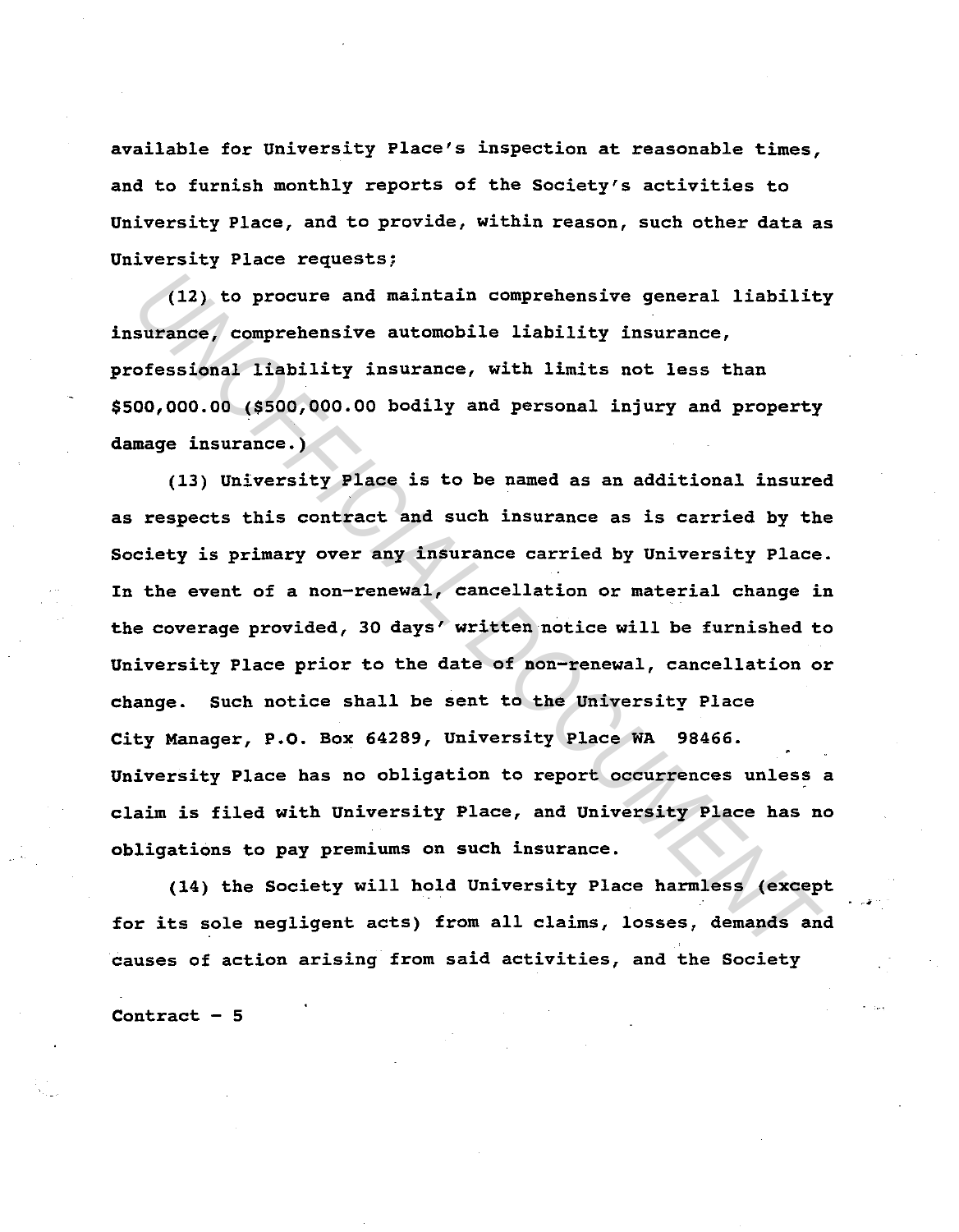available for University Place's inspection at reasonable times, and to furnish monthly reports of the Society's activities to University Place, and to provide, within reason, such other data as University Place requests;

(12) to procure and maintain comprehensive general liability insurance, comprehensive automobile liability insurance, professional liability insurance, with limits not less than $500,000.00 ($500,000.00 bodily and personal injury and property damage insurance.)

(13) University Place is to be named as an additional insured as respects this contract and such insurance as is carried by the Society is primary over any insurance carried by University Place. In the event of a non-renewal, cancellation or material change in the coverage provided, 30 days' written notice will be furnished to University Place prior to the date of non-renewal, cancellation or change. Such notice shall be sent to the University Place City Manager, P.O. Box 64289, University Place WA 98466. University Place has no obligation to report occurrences unless a claim is filed with University Place, and University Place has no obligations to pay premiums on such insurance.

(14) the Society will hold University Place harmless (except for its sole negligent acts) from all claims, losses, demands and causes of action arising from said activities, and the Society

Contract – 5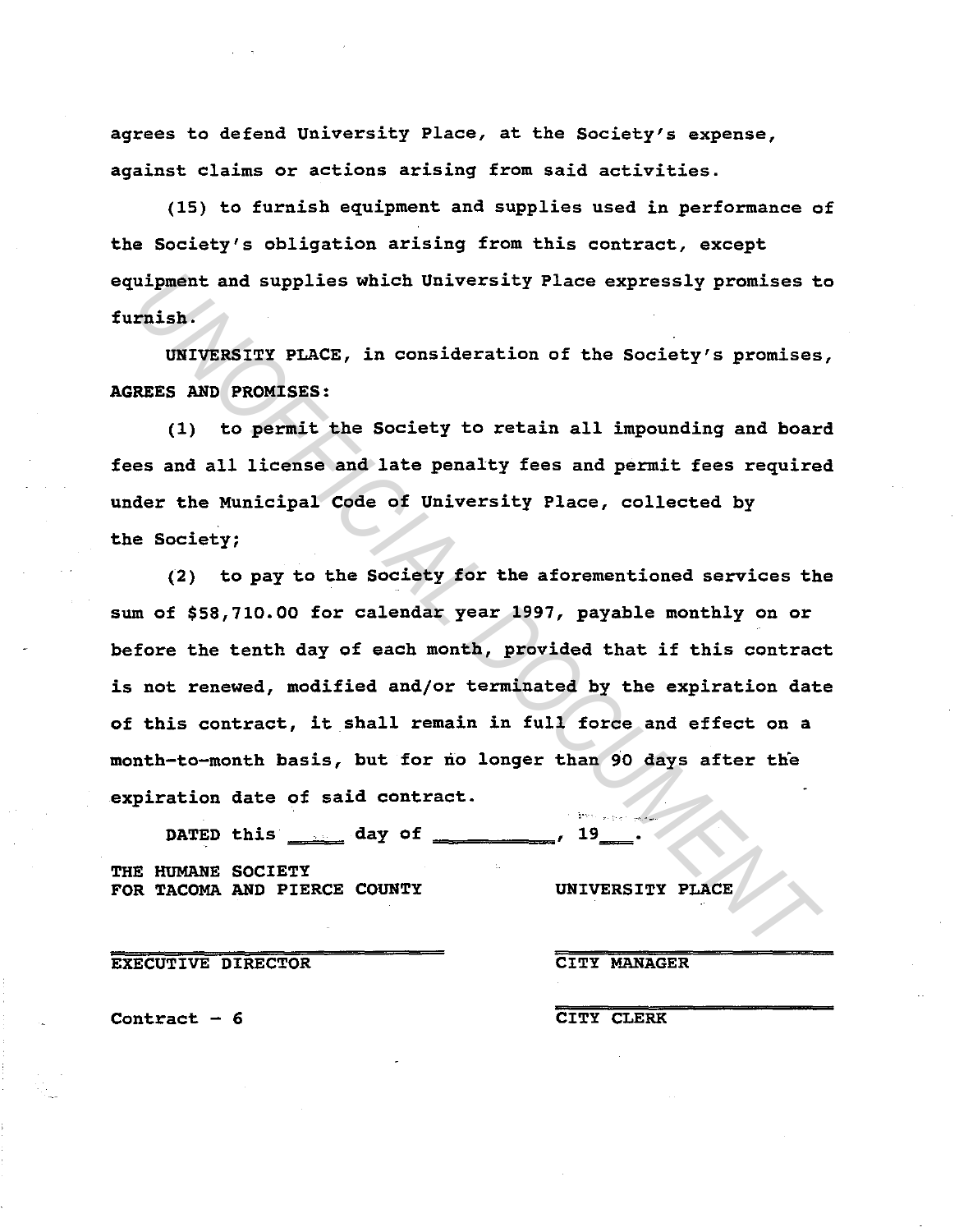agrees to defend University Place, at the Society's expense, against claims or actions arising from said activities.

(15) to furnish equipment and supplies used in performance of the Society's obligation arising from this contract, except equipment and supplies which University Place expressly promises to furnish.

UNIVERSITY PLACE, in consideration of the Society's promises, AGREES AND PROMISES:

(1) to permit the Society to retain all impounding and board fees and all license and late penalty fees and permit fees required under the Municipal Code of University Place, collected by the Society;

(2) to pay to the Society for the aforementioned services the sum of $58,710.00 for calendar year 1997, payable monthly on or before the tenth day of each month, provided that if this contract is not renewed, modified and/or terminated by the expiration date of this contract, it shall remain in full force and effect on a month-to-month basis, but for no longer than 90 days after the expiration date of said contract.

DATED this _____ day of __________, 19___.

THE HUMANE SOCIETY
FOR TACOMA AND PIERCE COUNTY

_________________________
EXECUTIVE DIRECTOR

UNIVERSITY PLACE

_________________________
CITY MANAGER

_________________________
CITY CLERK

Contract - 6